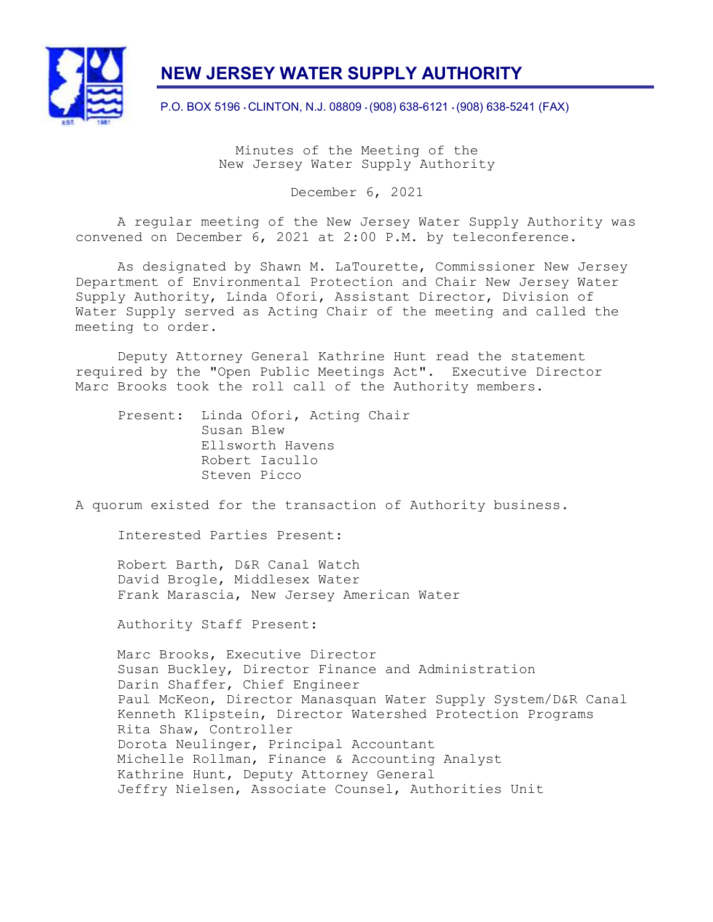# NEW JERSEY WATER SUPPLY AUTHORITY

P.O. BOX 5196 · CLINTON, N.J. 08809 · (908) 638-6121 · (908) 638-5241 (FAX)

Minutes of the Meeting of the
New Jersey Water Supply Authority

December 6, 2021

A regular meeting of the New Jersey Water Supply Authority was convened on December 6, 2021 at 2:00 P.M. by teleconference.

As designated by Shawn M. LaTourette, Commissioner New Jersey Department of Environmental Protection and Chair New Jersey Water Supply Authority, Linda Ofori, Assistant Director, Division of Water Supply served as Acting Chair of the meeting and called the meeting to order.

Deputy Attorney General Kathrine Hunt read the statement required by the "Open Public Meetings Act". Executive Director Marc Brooks took the roll call of the Authority members.

Present:
- Linda Ofori, Acting Chair
- Susan Blew
- Ellsworth Havens
- Robert Iacullo
- Steven Picco

A quorum existed for the transaction of Authority business.

Interested Parties Present:

- Robert Barth, D&R Canal Watch
- David Brogle, Middlesex Water
- Frank Marascia, New Jersey American Water

Authority Staff Present:

- Marc Brooks, Executive Director
- Susan Buckley, Director Finance and Administration
- Darin Shaffer, Chief Engineer
- Paul McKeon, Director Manasquan Water Supply System/D&R Canal
- Kenneth Klipstein, Director Watershed Protection Programs
- Rita Shaw, Controller
- Dorota Neulinger, Principal Accountant
- Michelle Rollman, Finance & Accounting Analyst
- Kathrine Hunt, Deputy Attorney General
- Jeffry Nielsen, Associate Counsel, Authorities Unit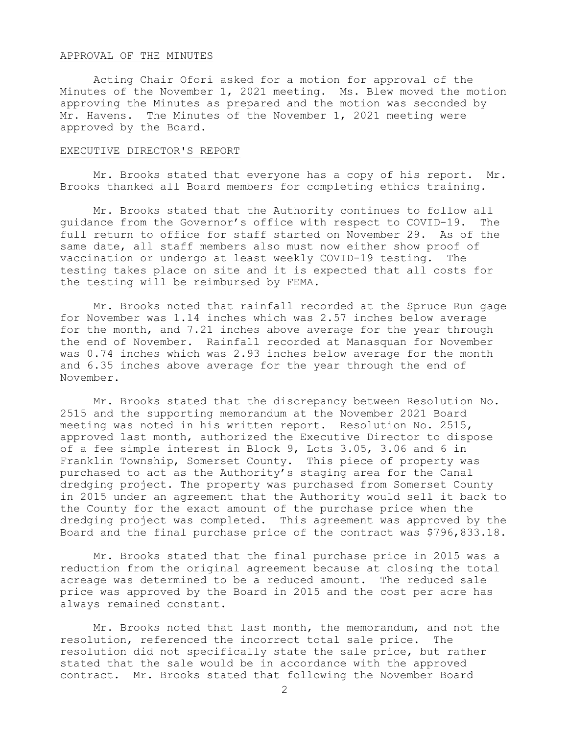## APPROVAL OF THE MINUTES

Acting Chair Ofori asked for a motion for approval of the Minutes of the November 1, 2021 meeting. Ms. Blew moved the motion approving the Minutes as prepared and the motion was seconded by Mr. Havens. The Minutes of the November 1, 2021 meeting were approved by the Board.

## EXECUTIVE DIRECTOR'S REPORT

Mr. Brooks stated that everyone has a copy of his report. Mr. Brooks thanked all Board members for completing ethics training.

Mr. Brooks stated that the Authority continues to follow all guidance from the Governor's office with respect to COVID-19. The full return to office for staff started on November 29. As of the same date, all staff members also must now either show proof of vaccination or undergo at least weekly COVID-19 testing. The testing takes place on site and it is expected that all costs for the testing will be reimbursed by FEMA.

Mr. Brooks noted that rainfall recorded at the Spruce Run gage for November was 1.14 inches which was 2.57 inches below average for the month, and 7.21 inches above average for the year through the end of November. Rainfall recorded at Manasquan for November was 0.74 inches which was 2.93 inches below average for the month and 6.35 inches above average for the year through the end of November.

Mr. Brooks stated that the discrepancy between Resolution No. 2515 and the supporting memorandum at the November 2021 Board meeting was noted in his written report. Resolution No. 2515, approved last month, authorized the Executive Director to dispose of a fee simple interest in Block 9, Lots 3.05, 3.06 and 6 in Franklin Township, Somerset County. This piece of property was purchased to act as the Authority's staging area for the Canal dredging project. The property was purchased from Somerset County in 2015 under an agreement that the Authority would sell it back to the County for the exact amount of the purchase price when the dredging project was completed. This agreement was approved by the Board and the final purchase price of the contract was $796,833.18.

Mr. Brooks stated that the final purchase price in 2015 was a reduction from the original agreement because at closing the total acreage was determined to be a reduced amount. The reduced sale price was approved by the Board in 2015 and the cost per acre has always remained constant.

Mr. Brooks noted that last month, the memorandum, and not the resolution, referenced the incorrect total sale price. The resolution did not specifically state the sale price, but rather stated that the sale would be in accordance with the approved contract. Mr. Brooks stated that following the November Board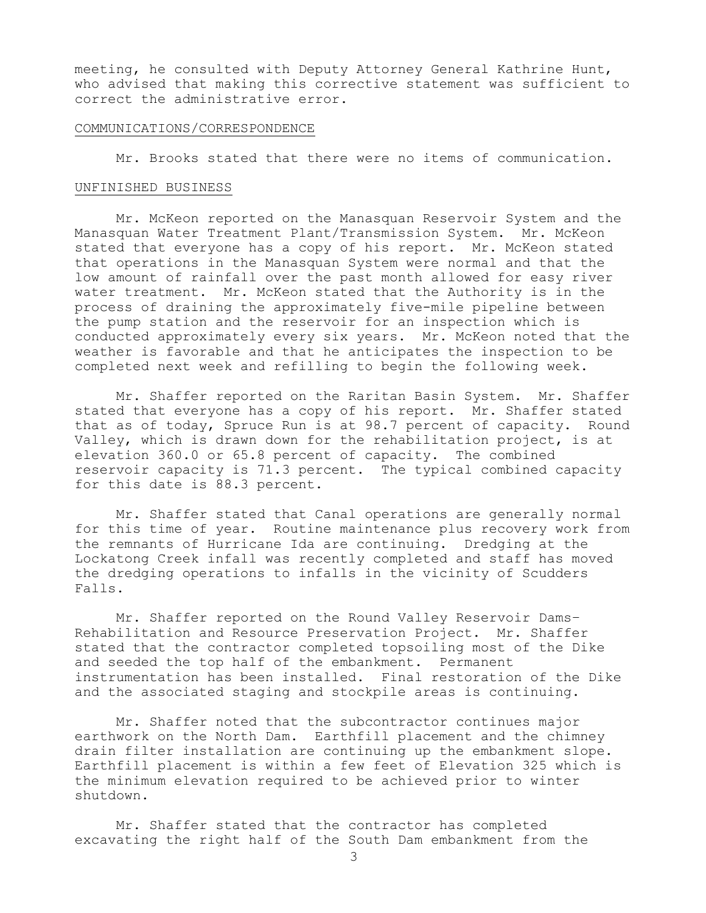meeting, he consulted with Deputy Attorney General Kathrine Hunt, who advised that making this corrective statement was sufficient to correct the administrative error.

COMMUNICATIONS/CORRESPONDENCE

Mr. Brooks stated that there were no items of communication.

UNFINISHED BUSINESS

Mr. McKeon reported on the Manasquan Reservoir System and the Manasquan Water Treatment Plant/Transmission System. Mr. McKeon stated that everyone has a copy of his report. Mr. McKeon stated that operations in the Manasquan System were normal and that the low amount of rainfall over the past month allowed for easy river water treatment. Mr. McKeon stated that the Authority is in the process of draining the approximately five-mile pipeline between the pump station and the reservoir for an inspection which is conducted approximately every six years. Mr. McKeon noted that the weather is favorable and that he anticipates the inspection to be completed next week and refilling to begin the following week.

Mr. Shaffer reported on the Raritan Basin System. Mr. Shaffer stated that everyone has a copy of his report. Mr. Shaffer stated that as of today, Spruce Run is at 98.7 percent of capacity. Round Valley, which is drawn down for the rehabilitation project, is at elevation 360.0 or 65.8 percent of capacity. The combined reservoir capacity is 71.3 percent. The typical combined capacity for this date is 88.3 percent.

Mr. Shaffer stated that Canal operations are generally normal for this time of year. Routine maintenance plus recovery work from the remnants of Hurricane Ida are continuing. Dredging at the Lockatong Creek infall was recently completed and staff has moved the dredging operations to infalls in the vicinity of Scudders Falls.

Mr. Shaffer reported on the Round Valley Reservoir Dams–Rehabilitation and Resource Preservation Project. Mr. Shaffer stated that the contractor completed topsoiling most of the Dike and seeded the top half of the embankment. Permanent instrumentation has been installed. Final restoration of the Dike and the associated staging and stockpile areas is continuing.

Mr. Shaffer noted that the subcontractor continues major earthwork on the North Dam. Earthfill placement and the chimney drain filter installation are continuing up the embankment slope. Earthfill placement is within a few feet of Elevation 325 which is the minimum elevation required to be achieved prior to winter shutdown.

Mr. Shaffer stated that the contractor has completed excavating the right half of the South Dam embankment from the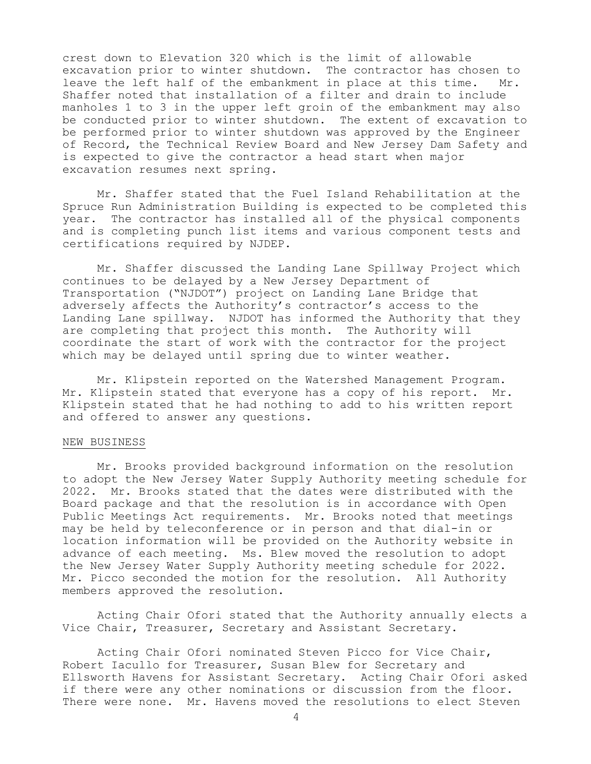crest down to Elevation 320 which is the limit of allowable excavation prior to winter shutdown. The contractor has chosen to leave the left half of the embankment in place at this time. Mr. Shaffer noted that installation of a filter and drain to include manholes 1 to 3 in the upper left groin of the embankment may also be conducted prior to winter shutdown. The extent of excavation to be performed prior to winter shutdown was approved by the Engineer of Record, the Technical Review Board and New Jersey Dam Safety and is expected to give the contractor a head start when major excavation resumes next spring.

Mr. Shaffer stated that the Fuel Island Rehabilitation at the Spruce Run Administration Building is expected to be completed this year. The contractor has installed all of the physical components and is completing punch list items and various component tests and certifications required by NJDEP.

Mr. Shaffer discussed the Landing Lane Spillway Project which continues to be delayed by a New Jersey Department of Transportation ("NJDOT") project on Landing Lane Bridge that adversely affects the Authority's contractor's access to the Landing Lane spillway. NJDOT has informed the Authority that they are completing that project this month. The Authority will coordinate the start of work with the contractor for the project which may be delayed until spring due to winter weather.

Mr. Klipstein reported on the Watershed Management Program. Mr. Klipstein stated that everyone has a copy of his report. Mr. Klipstein stated that he had nothing to add to his written report and offered to answer any questions.

NEW BUSINESS

Mr. Brooks provided background information on the resolution to adopt the New Jersey Water Supply Authority meeting schedule for 2022. Mr. Brooks stated that the dates were distributed with the Board package and that the resolution is in accordance with Open Public Meetings Act requirements. Mr. Brooks noted that meetings may be held by teleconference or in person and that dial-in or location information will be provided on the Authority website in advance of each meeting. Ms. Blew moved the resolution to adopt the New Jersey Water Supply Authority meeting schedule for 2022. Mr. Picco seconded the motion for the resolution. All Authority members approved the resolution.

Acting Chair Ofori stated that the Authority annually elects a Vice Chair, Treasurer, Secretary and Assistant Secretary.

Acting Chair Ofori nominated Steven Picco for Vice Chair, Robert Iacullo for Treasurer, Susan Blew for Secretary and Ellsworth Havens for Assistant Secretary. Acting Chair Ofori asked if there were any other nominations or discussion from the floor. There were none. Mr. Havens moved the resolutions to elect Steven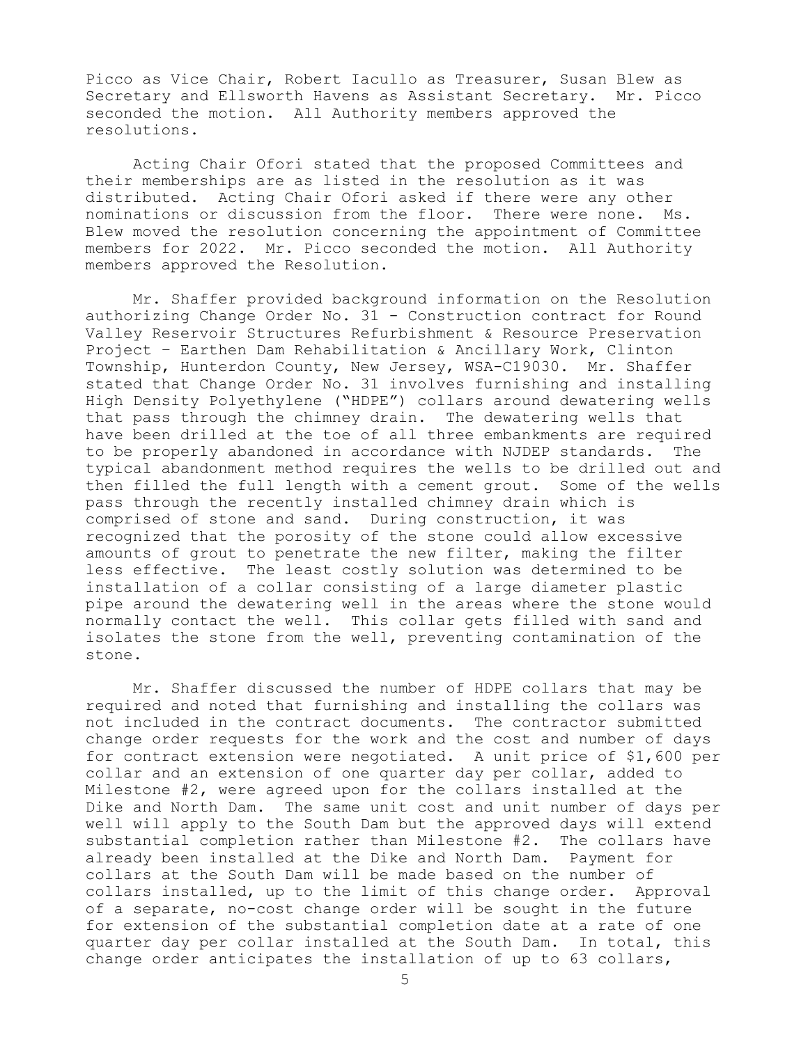Picco as Vice Chair, Robert Iacullo as Treasurer, Susan Blew as Secretary and Ellsworth Havens as Assistant Secretary. Mr. Picco seconded the motion. All Authority members approved the resolutions.

Acting Chair Ofori stated that the proposed Committees and their memberships are as listed in the resolution as it was distributed. Acting Chair Ofori asked if there were any other nominations or discussion from the floor. There were none. Ms. Blew moved the resolution concerning the appointment of Committee members for 2022. Mr. Picco seconded the motion. All Authority members approved the Resolution.

Mr. Shaffer provided background information on the Resolution authorizing Change Order No. 31 - Construction contract for Round Valley Reservoir Structures Refurbishment & Resource Preservation Project – Earthen Dam Rehabilitation & Ancillary Work, Clinton Township, Hunterdon County, New Jersey, WSA-C19030. Mr. Shaffer stated that Change Order No. 31 involves furnishing and installing High Density Polyethylene ("HDPE") collars around dewatering wells that pass through the chimney drain. The dewatering wells that have been drilled at the toe of all three embankments are required to be properly abandoned in accordance with NJDEP standards. The typical abandonment method requires the wells to be drilled out and then filled the full length with a cement grout. Some of the wells pass through the recently installed chimney drain which is comprised of stone and sand. During construction, it was recognized that the porosity of the stone could allow excessive amounts of grout to penetrate the new filter, making the filter less effective. The least costly solution was determined to be installation of a collar consisting of a large diameter plastic pipe around the dewatering well in the areas where the stone would normally contact the well. This collar gets filled with sand and isolates the stone from the well, preventing contamination of the stone.

Mr. Shaffer discussed the number of HDPE collars that may be required and noted that furnishing and installing the collars was not included in the contract documents. The contractor submitted change order requests for the work and the cost and number of days for contract extension were negotiated. A unit price of $1,600 per collar and an extension of one quarter day per collar, added to Milestone #2, were agreed upon for the collars installed at the Dike and North Dam. The same unit cost and unit number of days per well will apply to the South Dam but the approved days will extend substantial completion rather than Milestone #2. The collars have already been installed at the Dike and North Dam. Payment for collars at the South Dam will be made based on the number of collars installed, up to the limit of this change order. Approval of a separate, no-cost change order will be sought in the future for extension of the substantial completion date at a rate of one quarter day per collar installed at the South Dam. In total, this change order anticipates the installation of up to 63 collars,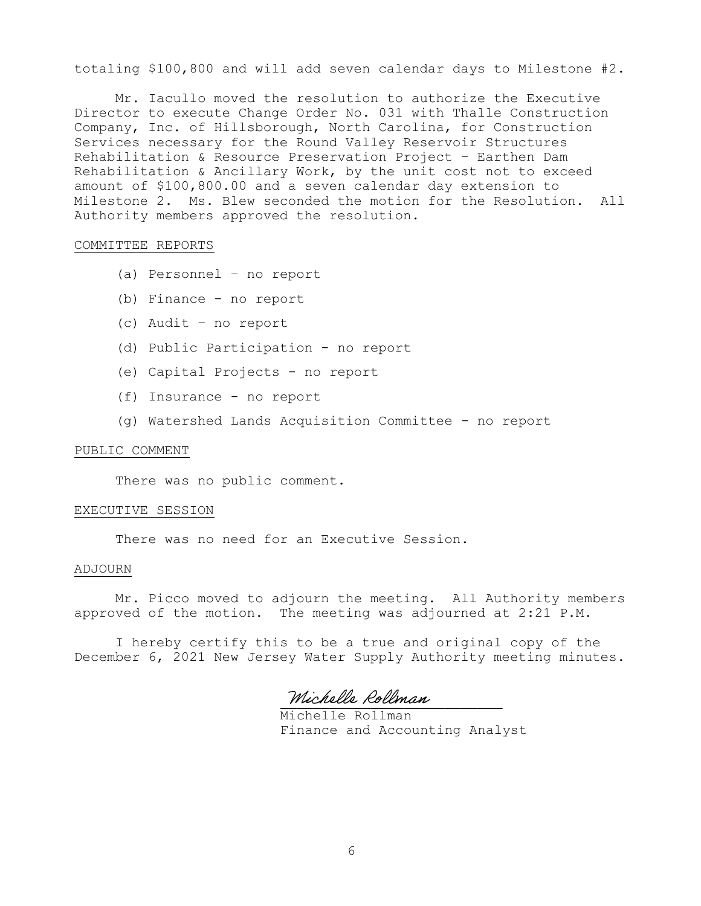totaling $100,800 and will add seven calendar days to Milestone #2.

Mr. Iacullo moved the resolution to authorize the Executive Director to execute Change Order No. 031 with Thalle Construction Company, Inc. of Hillsborough, North Carolina, for Construction Services necessary for the Round Valley Reservoir Structures Rehabilitation & Resource Preservation Project – Earthen Dam Rehabilitation & Ancillary Work, by the unit cost not to exceed amount of $100,800.00 and a seven calendar day extension to Milestone 2. Ms. Blew seconded the motion for the Resolution. All Authority members approved the resolution.

COMMITTEE REPORTS

(a) Personnel – no report

(b) Finance - no report

(c) Audit – no report

(d) Public Participation - no report

(e) Capital Projects - no report

(f) Insurance - no report

(g) Watershed Lands Acquisition Committee - no report

PUBLIC COMMENT

There was no public comment.

EXECUTIVE SESSION

There was no need for an Executive Session.

ADJOURN

Mr. Picco moved to adjourn the meeting. All Authority members approved of the motion. The meeting was adjourned at 2:21 P.M.

I hereby certify this to be a true and original copy of the December 6, 2021 New Jersey Water Supply Authority meeting minutes.

Michelle Rollman

Michelle Rollman
Finance and Accounting Analyst